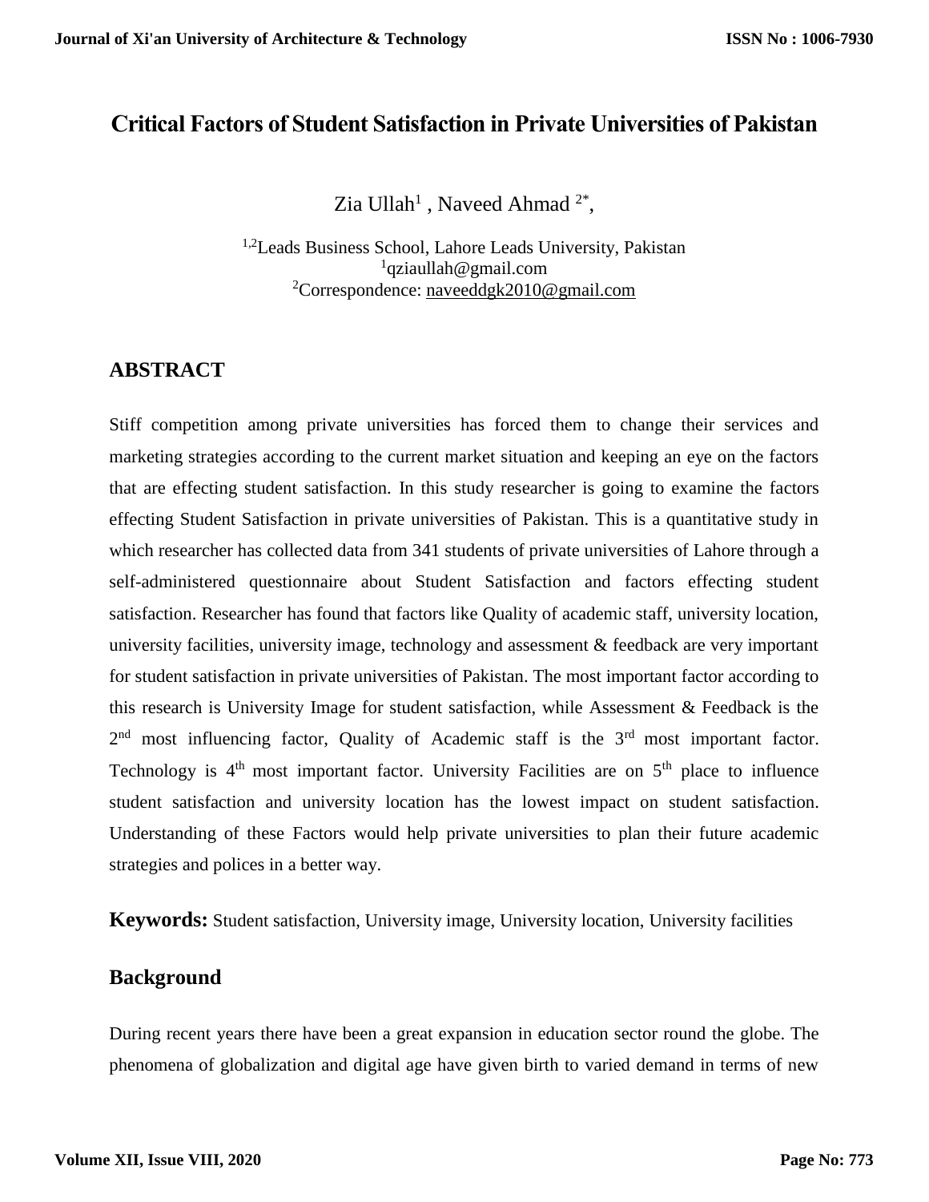# Critical Factors of Student Satisfaction in Private Universities of Pakistan

Zia Ullah[1] , Naveed Ahmad [2*],

[1,2]Leads Business School, Lahore Leads University, Pakistan
[1]qziaullah@gmail.com
[2]Correspondence: naveeddgk2010@gmail.com

## ABSTRACT

Stiff competition among private universities has forced them to change their services and marketing strategies according to the current market situation and keeping an eye on the factors that are effecting student satisfaction. In this study researcher is going to examine the factors effecting Student Satisfaction in private universities of Pakistan. This is a quantitative study in which researcher has collected data from 341 students of private universities of Lahore through a self-administered questionnaire about Student Satisfaction and factors effecting student satisfaction. Researcher has found that factors like Quality of academic staff, university location, university facilities, university image, technology and assessment & feedback are very important for student satisfaction in private universities of Pakistan. The most important factor according to this research is University Image for student satisfaction, while Assessment & Feedback is the 2nd most influencing factor, Quality of Academic staff is the 3rd most important factor. Technology is 4th most important factor. University Facilities are on 5th place to influence student satisfaction and university location has the lowest impact on student satisfaction. Understanding of these Factors would help private universities to plan their future academic strategies and polices in a better way.

**Keywords:** Student satisfaction, University image, University location, University facilities

## Background

During recent years there have been a great expansion in education sector round the globe. The phenomena of globalization and digital age have given birth to varied demand in terms of new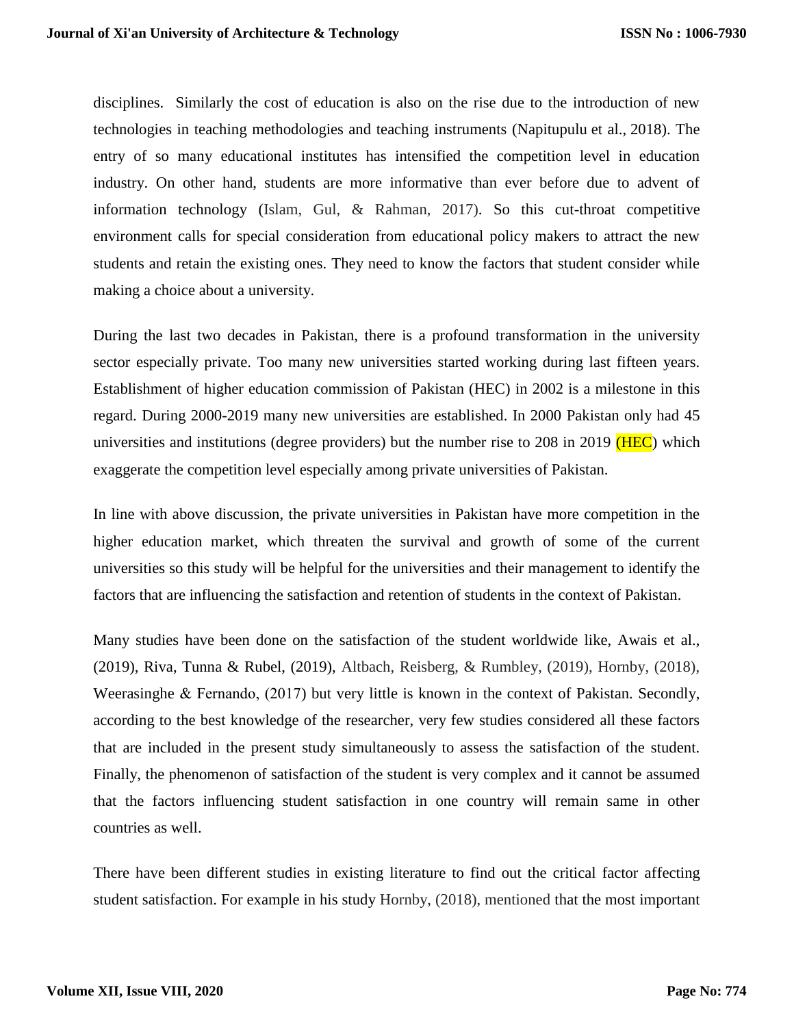disciplines. Similarly the cost of education is also on the rise due to the introduction of new technologies in teaching methodologies and teaching instruments (Napitupulu et al., 2018). The entry of so many educational institutes has intensified the competition level in education industry. On other hand, students are more informative than ever before due to advent of information technology (Islam, Gul, & Rahman, 2017). So this cut-throat competitive environment calls for special consideration from educational policy makers to attract the new students and retain the existing ones. They need to know the factors that student consider while making a choice about a university.

During the last two decades in Pakistan, there is a profound transformation in the university sector especially private. Too many new universities started working during last fifteen years. Establishment of higher education commission of Pakistan (HEC) in 2002 is a milestone in this regard. During 2000-2019 many new universities are established. In 2000 Pakistan only had 45 universities and institutions (degree providers) but the number rise to 208 in 2019 (HEC) which exaggerate the competition level especially among private universities of Pakistan.

In line with above discussion, the private universities in Pakistan have more competition in the higher education market, which threaten the survival and growth of some of the current universities so this study will be helpful for the universities and their management to identify the factors that are influencing the satisfaction and retention of students in the context of Pakistan.

Many studies have been done on the satisfaction of the student worldwide like, Awais et al., (2019), Riva, Tunna & Rubel, (2019), Altbach, Reisberg, & Rumbley, (2019), Hornby, (2018), Weerasinghe & Fernando, (2017) but very little is known in the context of Pakistan. Secondly, according to the best knowledge of the researcher, very few studies considered all these factors that are included in the present study simultaneously to assess the satisfaction of the student. Finally, the phenomenon of satisfaction of the student is very complex and it cannot be assumed that the factors influencing student satisfaction in one country will remain same in other countries as well.

There have been different studies in existing literature to find out the critical factor affecting student satisfaction. For example in his study Hornby, (2018), mentioned that the most important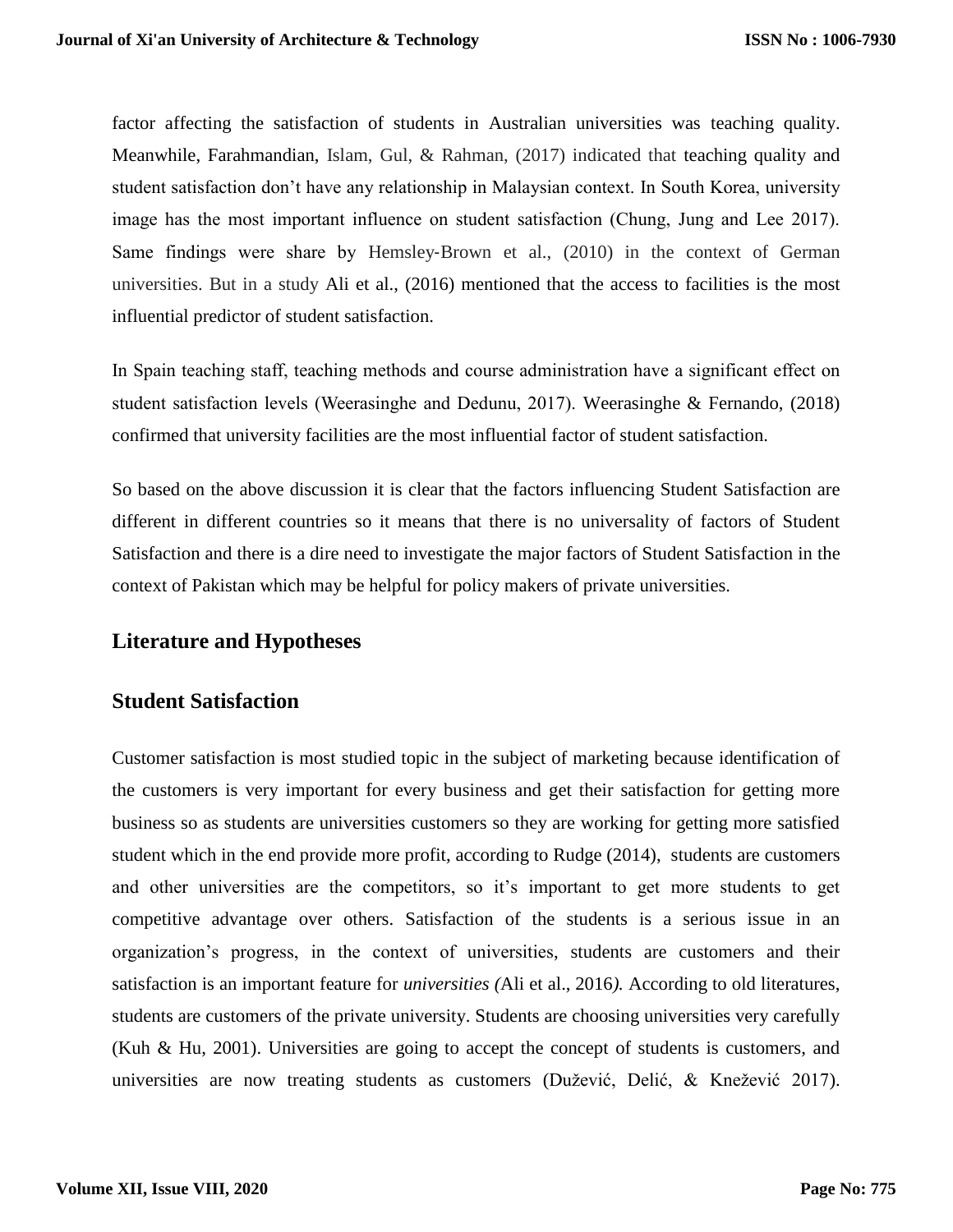factor affecting the satisfaction of students in Australian universities was teaching quality. Meanwhile, Farahmandian, Islam, Gul, & Rahman, (2017) indicated that teaching quality and student satisfaction don't have any relationship in Malaysian context. In South Korea, university image has the most important influence on student satisfaction (Chung, Jung and Lee 2017). Same findings were share by Hemsley-Brown et al., (2010) in the context of German universities. But in a study Ali et al., (2016) mentioned that the access to facilities is the most influential predictor of student satisfaction.

In Spain teaching staff, teaching methods and course administration have a significant effect on student satisfaction levels (Weerasinghe and Dedunu, 2017). Weerasinghe & Fernando, (2018) confirmed that university facilities are the most influential factor of student satisfaction.

So based on the above discussion it is clear that the factors influencing Student Satisfaction are different in different countries so it means that there is no universality of factors of Student Satisfaction and there is a dire need to investigate the major factors of Student Satisfaction in the context of Pakistan which may be helpful for policy makers of private universities.

## Literature and Hypotheses

## Student Satisfaction

Customer satisfaction is most studied topic in the subject of marketing because identification of the customers is very important for every business and get their satisfaction for getting more business so as students are universities customers so they are working for getting more satisfied student which in the end provide more profit, according to Rudge (2014), students are customers and other universities are the competitors, so it's important to get more students to get competitive advantage over others. Satisfaction of the students is a serious issue in an organization's progress, in the context of universities, students are customers and their satisfaction is an important feature for *universities (*Ali et al., 2016*).* According to old literatures, students are customers of the private university. Students are choosing universities very carefully (Kuh & Hu, 2001). Universities are going to accept the concept of students is customers, and universities are now treating students as customers (Dužević, Delić, & Knežević 2017).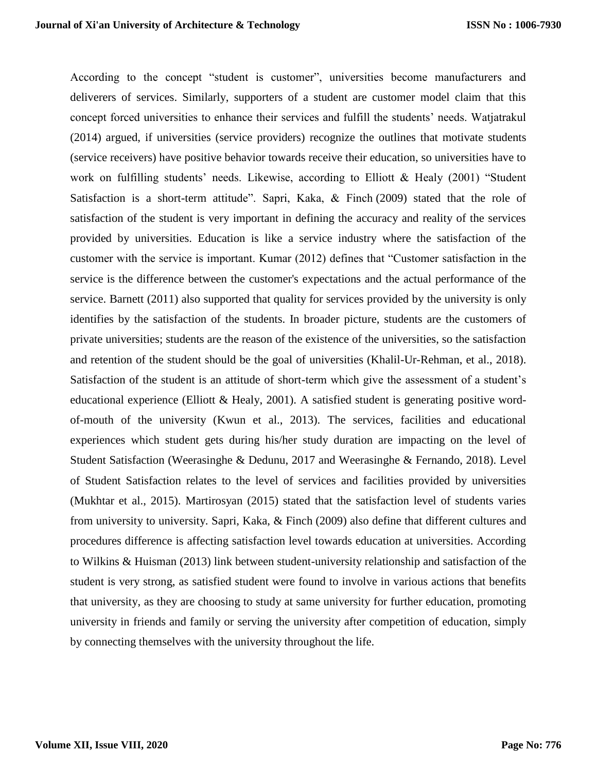According to the concept "student is customer", universities become manufacturers and deliverers of services. Similarly, supporters of a student are customer model claim that this concept forced universities to enhance their services and fulfill the students' needs. Watjatrakul (2014) argued, if universities (service providers) recognize the outlines that motivate students (service receivers) have positive behavior towards receive their education, so universities have to work on fulfilling students' needs. Likewise, according to Elliott & Healy (2001) "Student Satisfaction is a short-term attitude". Sapri, Kaka, & Finch (2009) stated that the role of satisfaction of the student is very important in defining the accuracy and reality of the services provided by universities. Education is like a service industry where the satisfaction of the customer with the service is important. Kumar (2012) defines that "Customer satisfaction in the service is the difference between the customer's expectations and the actual performance of the service. Barnett (2011) also supported that quality for services provided by the university is only identifies by the satisfaction of the students. In broader picture, students are the customers of private universities; students are the reason of the existence of the universities, so the satisfaction and retention of the student should be the goal of universities (Khalil-Ur-Rehman, et al., 2018). Satisfaction of the student is an attitude of short-term which give the assessment of a student's educational experience (Elliott & Healy, 2001). A satisfied student is generating positive word-of-mouth of the university (Kwun et al., 2013). The services, facilities and educational experiences which student gets during his/her study duration are impacting on the level of Student Satisfaction (Weerasinghe & Dedunu, 2017 and Weerasinghe & Fernando, 2018). Level of Student Satisfaction relates to the level of services and facilities provided by universities (Mukhtar et al., 2015). Martirosyan (2015) stated that the satisfaction level of students varies from university to university. Sapri, Kaka, & Finch (2009) also define that different cultures and procedures difference is affecting satisfaction level towards education at universities. According to Wilkins & Huisman (2013) link between student-university relationship and satisfaction of the student is very strong, as satisfied student were found to involve in various actions that benefits that university, as they are choosing to study at same university for further education, promoting university in friends and family or serving the university after competition of education, simply by connecting themselves with the university throughout the life.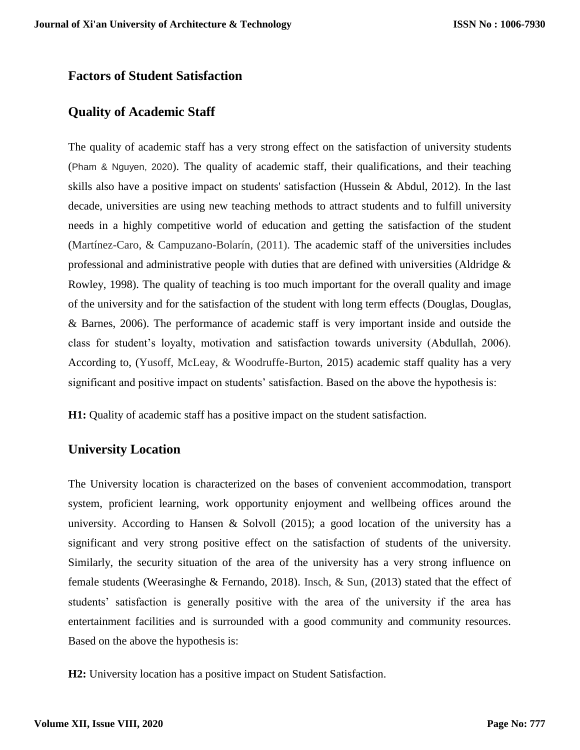## Factors of Student Satisfaction

## Quality of Academic Staff

The quality of academic staff has a very strong effect on the satisfaction of university students (Pham & Nguyen, 2020). The quality of academic staff, their qualifications, and their teaching skills also have a positive impact on students' satisfaction (Hussein & Abdul, 2012). In the last decade, universities are using new teaching methods to attract students and to fulfill university needs in a highly competitive world of education and getting the satisfaction of the student (Martínez-Caro, & Campuzano-Bolarín, (2011). The academic staff of the universities includes professional and administrative people with duties that are defined with universities (Aldridge & Rowley, 1998). The quality of teaching is too much important for the overall quality and image of the university and for the satisfaction of the student with long term effects (Douglas, Douglas, & Barnes, 2006). The performance of academic staff is very important inside and outside the class for student's loyalty, motivation and satisfaction towards university (Abdullah, 2006). According to, (Yusoff, McLeay, & Woodruffe-Burton, 2015) academic staff quality has a very significant and positive impact on students' satisfaction. Based on the above the hypothesis is:

**H1:** Quality of academic staff has a positive impact on the student satisfaction.

## University Location

The University location is characterized on the bases of convenient accommodation, transport system, proficient learning, work opportunity enjoyment and wellbeing offices around the university. According to Hansen & Solvoll (2015); a good location of the university has a significant and very strong positive effect on the satisfaction of students of the university. Similarly, the security situation of the area of the university has a very strong influence on female students (Weerasinghe & Fernando, 2018). Insch, & Sun, (2013) stated that the effect of students' satisfaction is generally positive with the area of the university if the area has entertainment facilities and is surrounded with a good community and community resources. Based on the above the hypothesis is:

**H2:** University location has a positive impact on Student Satisfaction.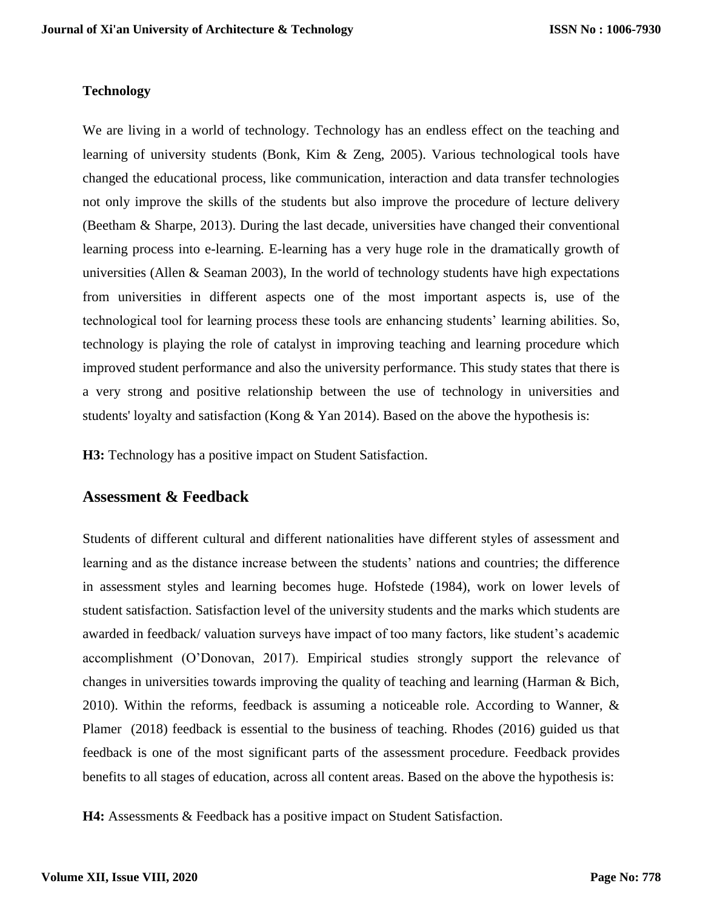**Technology**

We are living in a world of technology. Technology has an endless effect on the teaching and learning of university students (Bonk, Kim & Zeng, 2005). Various technological tools have changed the educational process, like communication, interaction and data transfer technologies not only improve the skills of the students but also improve the procedure of lecture delivery (Beetham & Sharpe, 2013). During the last decade, universities have changed their conventional learning process into e-learning. E-learning has a very huge role in the dramatically growth of universities (Allen & Seaman 2003), In the world of technology students have high expectations from universities in different aspects one of the most important aspects is, use of the technological tool for learning process these tools are enhancing students' learning abilities. So, technology is playing the role of catalyst in improving teaching and learning procedure which improved student performance and also the university performance. This study states that there is a very strong and positive relationship between the use of technology in universities and students' loyalty and satisfaction (Kong & Yan 2014). Based on the above the hypothesis is:

**H3:** Technology has a positive impact on Student Satisfaction.

## Assessment & Feedback

Students of different cultural and different nationalities have different styles of assessment and learning and as the distance increase between the students' nations and countries; the difference in assessment styles and learning becomes huge. Hofstede (1984), work on lower levels of student satisfaction. Satisfaction level of the university students and the marks which students are awarded in feedback/ valuation surveys have impact of too many factors, like student's academic accomplishment (O'Donovan, 2017). Empirical studies strongly support the relevance of changes in universities towards improving the quality of teaching and learning (Harman & Bich, 2010). Within the reforms, feedback is assuming a noticeable role. According to Wanner, & Plamer (2018) feedback is essential to the business of teaching. Rhodes (2016) guided us that feedback is one of the most significant parts of the assessment procedure. Feedback provides benefits to all stages of education, across all content areas. Based on the above the hypothesis is:

**H4:** Assessments & Feedback has a positive impact on Student Satisfaction.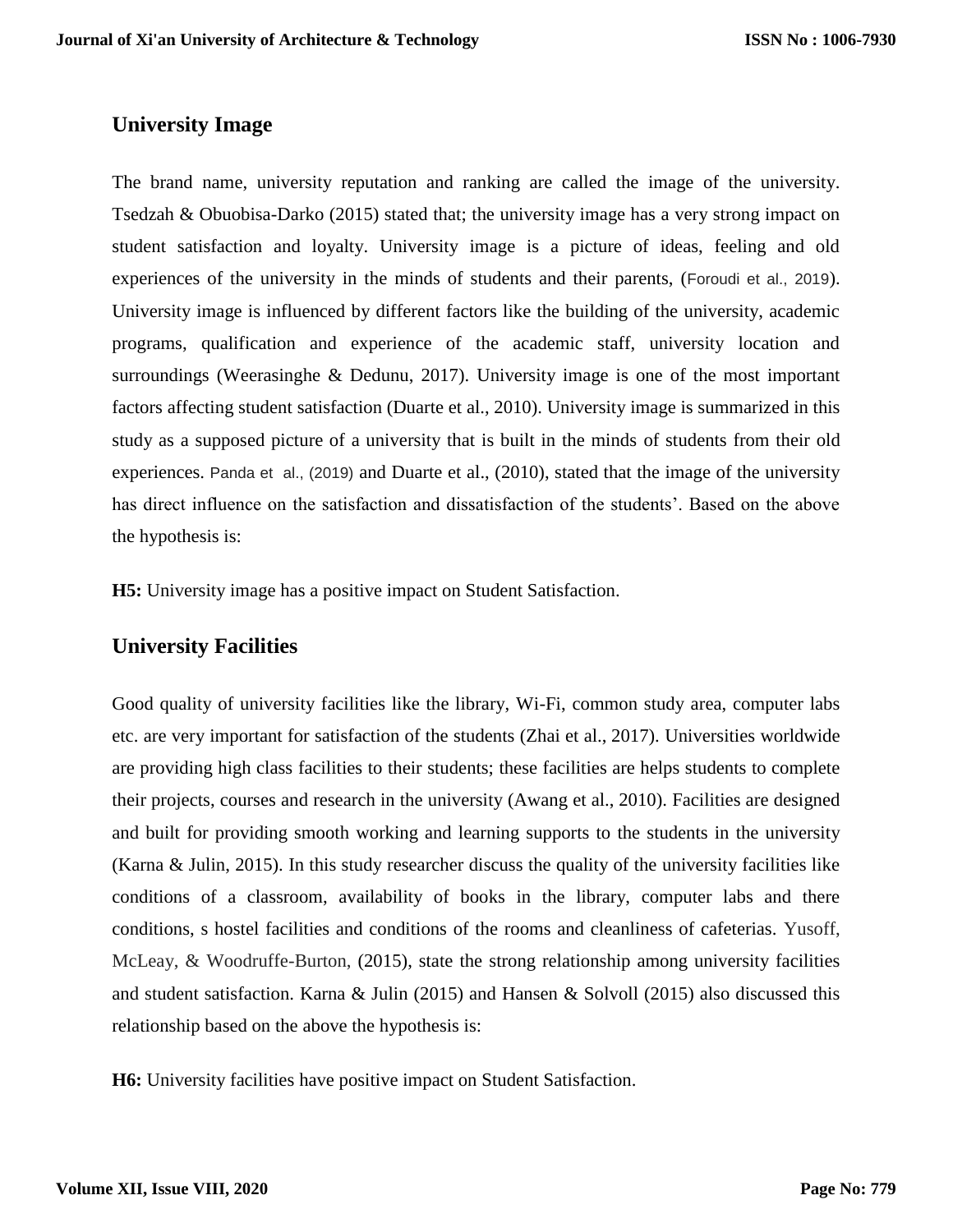## University Image

The brand name, university reputation and ranking are called the image of the university. Tsedzah & Obuobisa-Darko (2015) stated that; the university image has a very strong impact on student satisfaction and loyalty. University image is a picture of ideas, feeling and old experiences of the university in the minds of students and their parents, (Foroudi et al., 2019). University image is influenced by different factors like the building of the university, academic programs, qualification and experience of the academic staff, university location and surroundings (Weerasinghe & Dedunu, 2017). University image is one of the most important factors affecting student satisfaction (Duarte et al., 2010). University image is summarized in this study as a supposed picture of a university that is built in the minds of students from their old experiences. Panda et al., (2019) and Duarte et al., (2010), stated that the image of the university has direct influence on the satisfaction and dissatisfaction of the students'. Based on the above the hypothesis is:

**H5:** University image has a positive impact on Student Satisfaction.

## University Facilities

Good quality of university facilities like the library, Wi-Fi, common study area, computer labs etc. are very important for satisfaction of the students (Zhai et al., 2017). Universities worldwide are providing high class facilities to their students; these facilities are helps students to complete their projects, courses and research in the university (Awang et al., 2010). Facilities are designed and built for providing smooth working and learning supports to the students in the university (Karna & Julin, 2015). In this study researcher discuss the quality of the university facilities like conditions of a classroom, availability of books in the library, computer labs and there conditions, s hostel facilities and conditions of the rooms and cleanliness of cafeterias. Yusoff, McLeay, & Woodruffe-Burton, (2015), state the strong relationship among university facilities and student satisfaction. Karna & Julin (2015) and Hansen & Solvoll (2015) also discussed this relationship based on the above the hypothesis is:

**H6:** University facilities have positive impact on Student Satisfaction.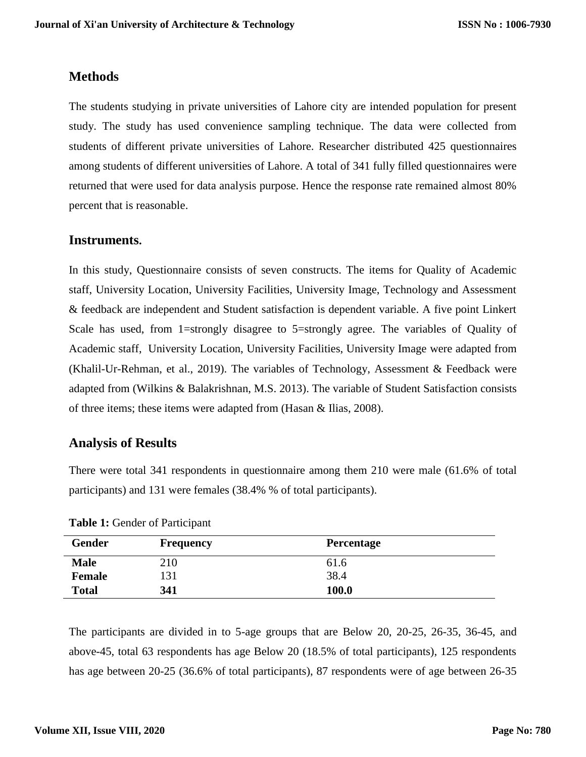## Methods

The students studying in private universities of Lahore city are intended population for present study. The study has used convenience sampling technique. The data were collected from students of different private universities of Lahore. Researcher distributed 425 questionnaires among students of different universities of Lahore. A total of 341 fully filled questionnaires were returned that were used for data analysis purpose. Hence the response rate remained almost 80% percent that is reasonable.

## Instruments.

In this study, Questionnaire consists of seven constructs. The items for Quality of Academic staff, University Location, University Facilities, University Image, Technology and Assessment & feedback are independent and Student satisfaction is dependent variable. A five point Linkert Scale has used, from 1=strongly disagree to 5=strongly agree. The variables of Quality of Academic staff, University Location, University Facilities, University Image were adapted from (Khalil-Ur-Rehman, et al., 2019). The variables of Technology, Assessment & Feedback were adapted from (Wilkins & Balakrishnan, M.S. 2013). The variable of Student Satisfaction consists of three items; these items were adapted from (Hasan & Ilias, 2008).

## Analysis of Results

There were total 341 respondents in questionnaire among them 210 were male (61.6% of total participants) and 131 were females (38.4% % of total participants).

**Table 1:** Gender of Participant

| Gender | Frequency | Percentage |
|---|---|---|
| **Male** | 210 | 61.6 |
| **Female** | 131 | 38.4 |
| **Total** | **341** | **100.0** |

The participants are divided in to 5-age groups that are Below 20, 20-25, 26-35, 36-45, and above-45, total 63 respondents has age Below 20 (18.5% of total participants), 125 respondents has age between 20-25 (36.6% of total participants), 87 respondents were of age between 26-35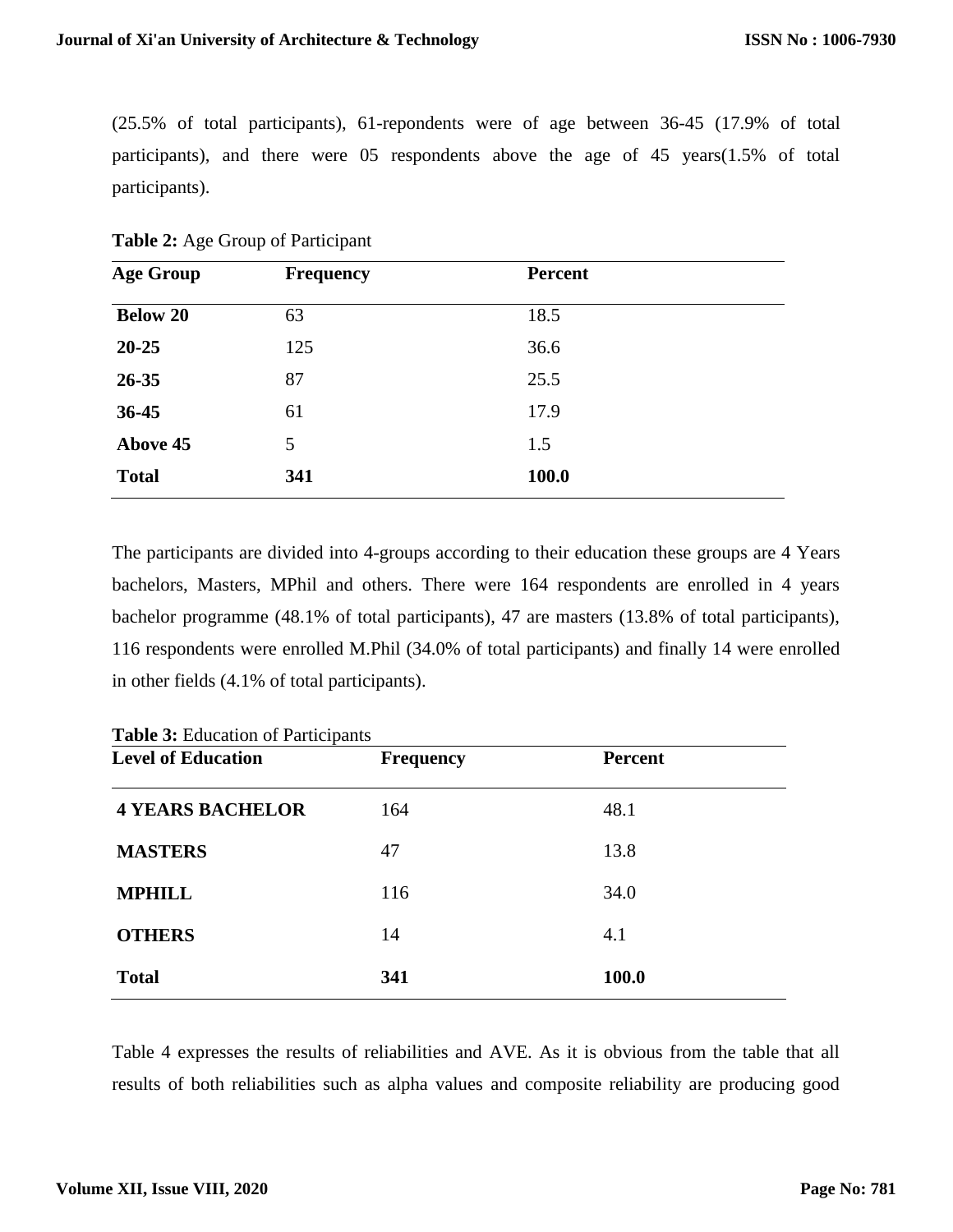(25.5% of total participants), 61-repondents were of age between 36-45 (17.9% of total participants), and there were 05 respondents above the age of 45 years(1.5% of total participants).

**Table 2:** Age Group of Participant

| Age Group | Frequency | Percent |
|---|---|---|
| **Below 20** | 63 | 18.5 |
| **20-25** | 125 | 36.6 |
| **26-35** | 87 | 25.5 |
| **36-45** | 61 | 17.9 |
| **Above 45** | 5 | 1.5 |
| **Total** | **341** | **100.0** |

The participants are divided into 4-groups according to their education these groups are 4 Years bachelors, Masters, MPhil and others. There were 164 respondents are enrolled in 4 years bachelor programme (48.1% of total participants), 47 are masters (13.8% of total participants), 116 respondents were enrolled M.Phil (34.0% of total participants) and finally 14 were enrolled in other fields (4.1% of total participants).

**Table 3:** Education of Participants

| Level of Education | Frequency | Percent |
|---|---|---|
| **4 YEARS BACHELOR** | 164 | 48.1 |
| **MASTERS** | 47 | 13.8 |
| **MPHILL** | 116 | 34.0 |
| **OTHERS** | 14 | 4.1 |
| **Total** | **341** | **100.0** |

Table 4 expresses the results of reliabilities and AVE. As it is obvious from the table that all results of both reliabilities such as alpha values and composite reliability are producing good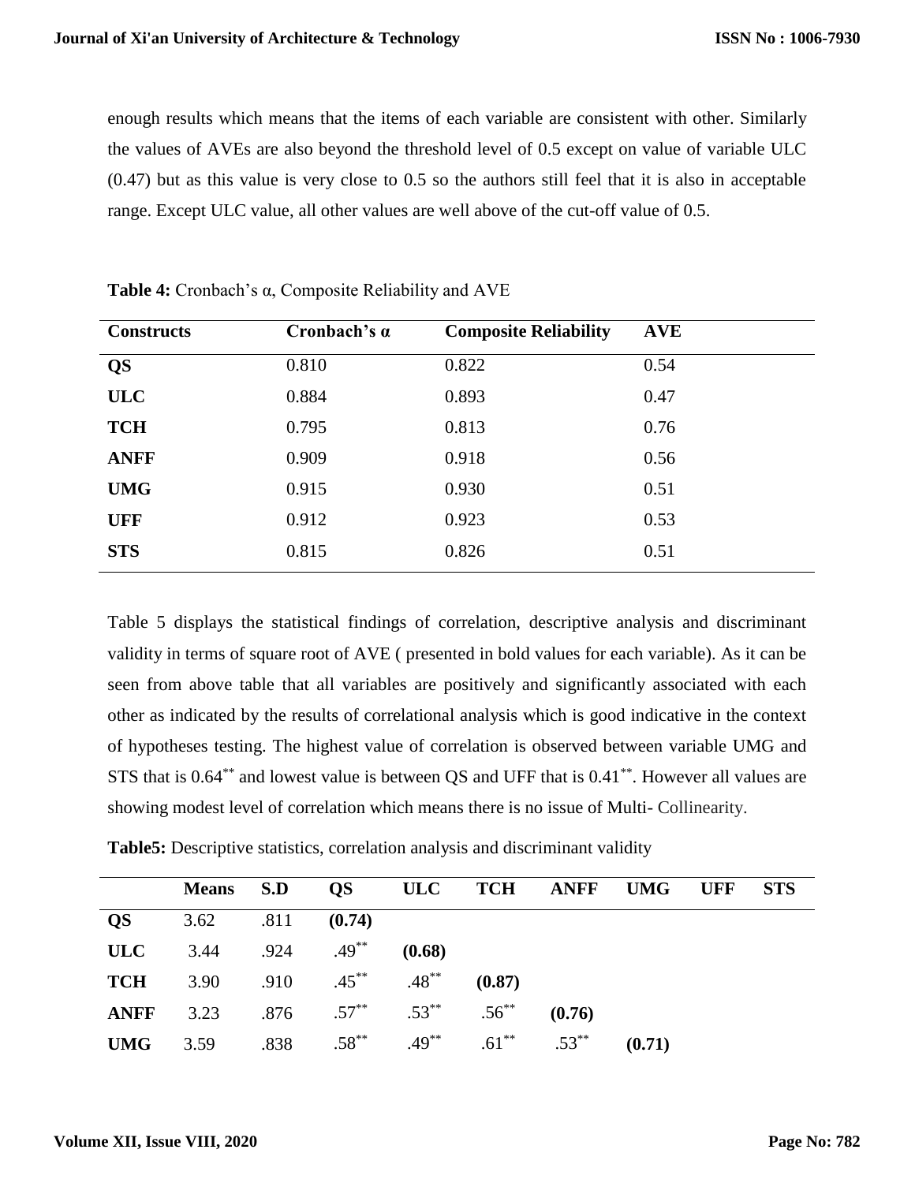enough results which means that the items of each variable are consistent with other. Similarly the values of AVEs are also beyond the threshold level of 0.5 except on value of variable ULC (0.47) but as this value is very close to 0.5 so the authors still feel that it is also in acceptable range. Except ULC value, all other values are well above of the cut-off value of 0.5.

**Table 4:** Cronbach's α, Composite Reliability and AVE

| Constructs | Cronbach's α | Composite Reliability | AVE |
|---|---|---|---|
| **QS** | 0.810 | 0.822 | 0.54 |
| **ULC** | 0.884 | 0.893 | 0.47 |
| **TCH** | 0.795 | 0.813 | 0.76 |
| **ANFF** | 0.909 | 0.918 | 0.56 |
| **UMG** | 0.915 | 0.930 | 0.51 |
| **UFF** | 0.912 | 0.923 | 0.53 |
| **STS** | 0.815 | 0.826 | 0.51 |

Table 5 displays the statistical findings of correlation, descriptive analysis and discriminant validity in terms of square root of AVE ( presented in bold values for each variable). As it can be seen from above table that all variables are positively and significantly associated with each other as indicated by the results of correlational analysis which is good indicative in the context of hypotheses testing. The highest value of correlation is observed between variable UMG and STS that is 0.64** and lowest value is between QS and UFF that is 0.41**. However all values are showing modest level of correlation which means there is no issue of Multi- Collinearity.

**Table5:** Descriptive statistics, correlation analysis and discriminant validity

| | Means | S.D | QS | ULC | TCH | ANFF | UMG | UFF | STS |
|---|---|---|---|---|---|---|---|---|---|
| **QS** | 3.62 | .811 | **(0.74)** | | | | | | |
| **ULC** | 3.44 | .924 | .49** | **(0.68)** | | | | | |
| **TCH** | 3.90 | .910 | .45** | .48** | **(0.87)** | | | | |
| **ANFF** | 3.23 | .876 | .57** | .53** | .56** | **(0.76)** | | | |
| **UMG** | 3.59 | .838 | .58** | .49** | .61** | .53** | **(0.71)** | | |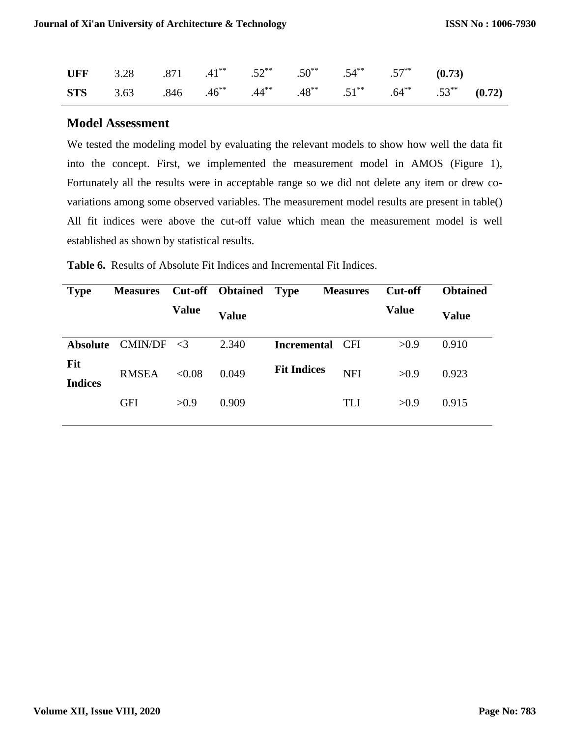| | | | | | | | | | |
|---|---|---|---|---|---|---|---|---|---|
| **UFF** | 3.28 | .871 | .41** | .52** | .50** | .54** | .57** | **(0.73)** | |
| **STS** | 3.63 | .846 | .46** | .44** | .48** | .51** | .64** | .53** | **(0.72)** |

## Model Assessment

We tested the modeling model by evaluating the relevant models to show how well the data fit into the concept. First, we implemented the measurement model in AMOS (Figure 1), Fortunately all the results were in acceptable range so we did not delete any item or drew co-variations among some observed variables. The measurement model results are present in table() All fit indices were above the cut-off value which mean the measurement model is well established as shown by statistical results.

**Table 6.** Results of Absolute Fit Indices and Incremental Fit Indices.

| Type | Measures | Cut-off Value | Obtained Value | Type | Measures | Cut-off Value | Obtained Value |
|---|---|---|---|---|---|---|---|
| **Absolute Fit Indices** | CMIN/DF | <3 | 2.340 | **Incremental Fit Indices** | CFI | >0.9 | 0.910 |
| | RMSEA | <0.08 | 0.049 | | NFI | >0.9 | 0.923 |
| | GFI | >0.9 | 0.909 | | TLI | >0.9 | 0.915 |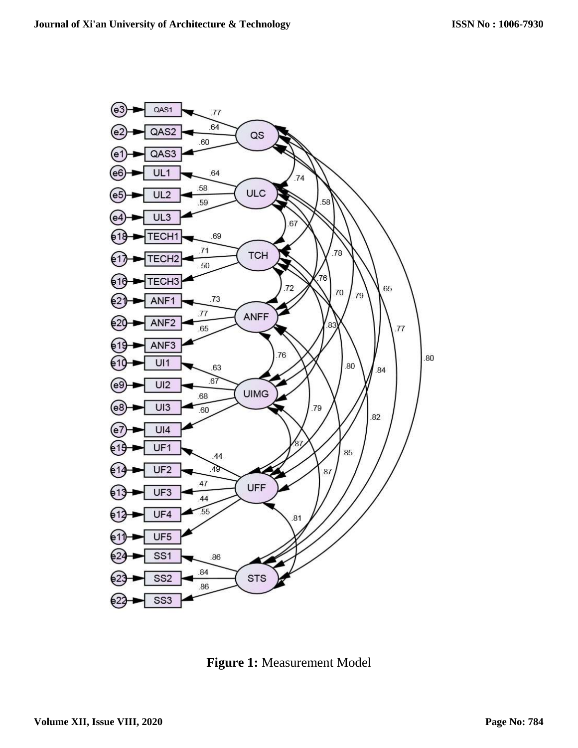**Figure 1:** Measurement Model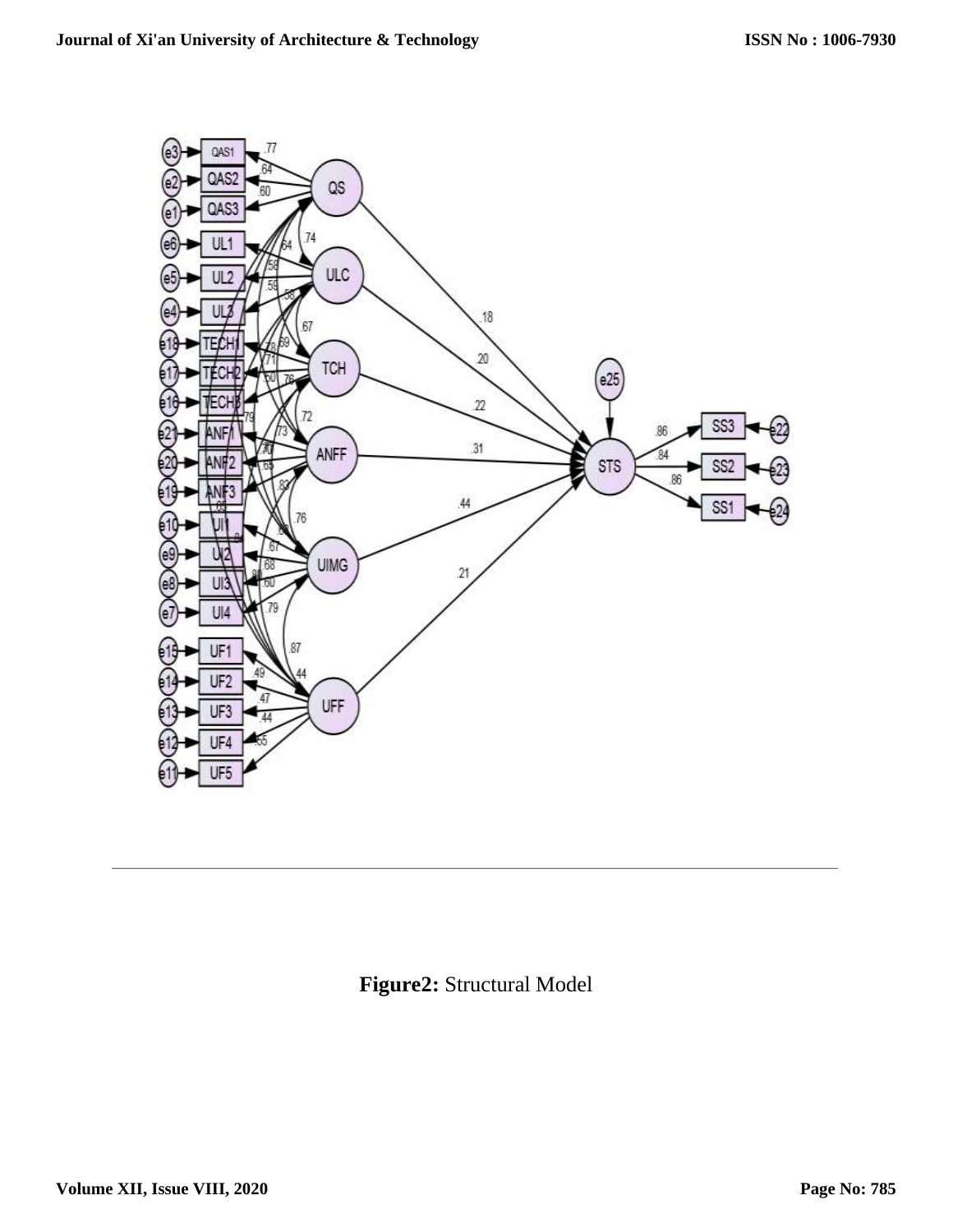**Figure2:** Structural Model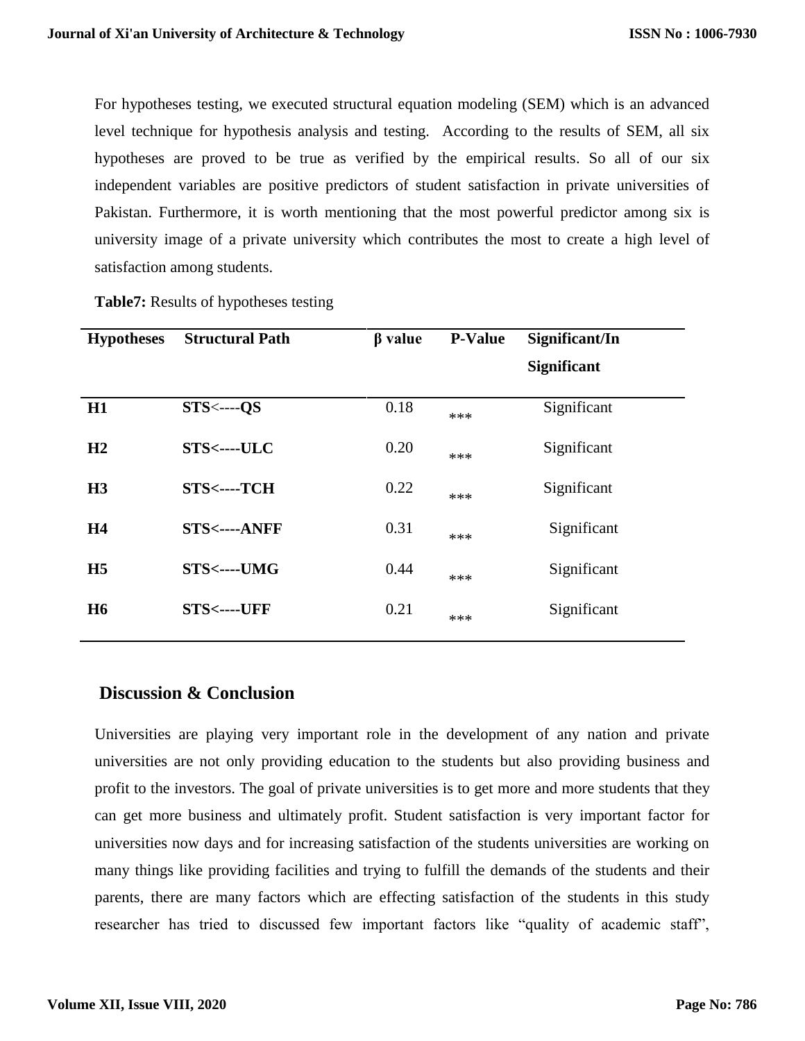For hypotheses testing, we executed structural equation modeling (SEM) which is an advanced level technique for hypothesis analysis and testing. According to the results of SEM, all six hypotheses are proved to be true as verified by the empirical results. So all of our six independent variables are positive predictors of student satisfaction in private universities of Pakistan. Furthermore, it is worth mentioning that the most powerful predictor among six is university image of a private university which contributes the most to create a high level of satisfaction among students.

**Table7:** Results of hypotheses testing

| Hypotheses | Structural Path | β value | P-Value | Significant/In Significant |
|---|---|---|---|---|
| **H1** | **STS<----QS** | 0.18 | *** | Significant |
| **H2** | **STS<----ULC** | 0.20 | *** | Significant |
| **H3** | **STS<----TCH** | 0.22 | *** | Significant |
| **H4** | **STS<----ANFF** | 0.31 | *** | Significant |
| **H5** | **STS<----UMG** | 0.44 | *** | Significant |
| **H6** | **STS<----UFF** | 0.21 | *** | Significant |

## Discussion & Conclusion

Universities are playing very important role in the development of any nation and private universities are not only providing education to the students but also providing business and profit to the investors. The goal of private universities is to get more and more students that they can get more business and ultimately profit. Student satisfaction is very important factor for universities now days and for increasing satisfaction of the students universities are working on many things like providing facilities and trying to fulfill the demands of the students and their parents, there are many factors which are effecting satisfaction of the students in this study researcher has tried to discussed few important factors like "quality of academic staff",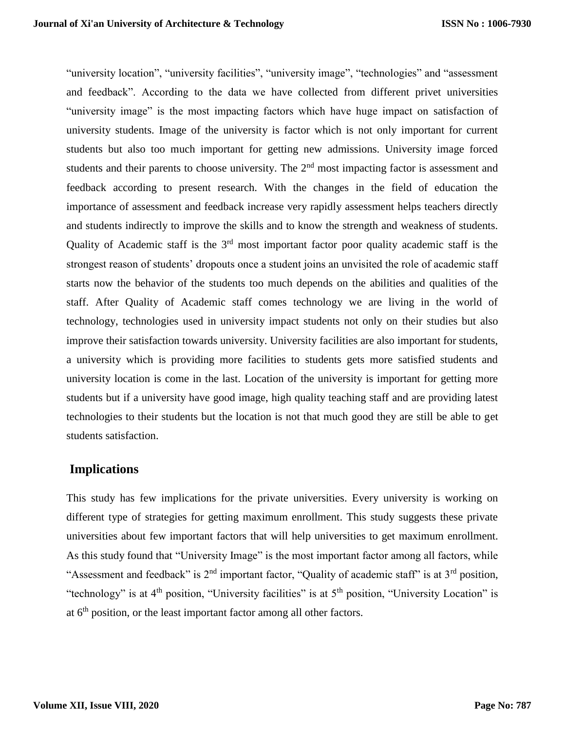"university location", "university facilities", "university image", "technologies" and "assessment and feedback". According to the data we have collected from different privet universities "university image" is the most impacting factors which have huge impact on satisfaction of university students. Image of the university is factor which is not only important for current students but also too much important for getting new admissions. University image forced students and their parents to choose university. The 2nd most impacting factor is assessment and feedback according to present research. With the changes in the field of education the importance of assessment and feedback increase very rapidly assessment helps teachers directly and students indirectly to improve the skills and to know the strength and weakness of students. Quality of Academic staff is the 3rd most important factor poor quality academic staff is the strongest reason of students' dropouts once a student joins an unvisited the role of academic staff starts now the behavior of the students too much depends on the abilities and qualities of the staff. After Quality of Academic staff comes technology we are living in the world of technology, technologies used in university impact students not only on their studies but also improve their satisfaction towards university. University facilities are also important for students, a university which is providing more facilities to students gets more satisfied students and university location is come in the last. Location of the university is important for getting more students but if a university have good image, high quality teaching staff and are providing latest technologies to their students but the location is not that much good they are still be able to get students satisfaction.

## Implications

This study has few implications for the private universities. Every university is working on different type of strategies for getting maximum enrollment. This study suggests these private universities about few important factors that will help universities to get maximum enrollment. As this study found that "University Image" is the most important factor among all factors, while "Assessment and feedback" is 2nd important factor, "Quality of academic staff" is at 3rd position, "technology" is at 4th position, "University facilities" is at 5th position, "University Location" is at 6th position, or the least important factor among all other factors.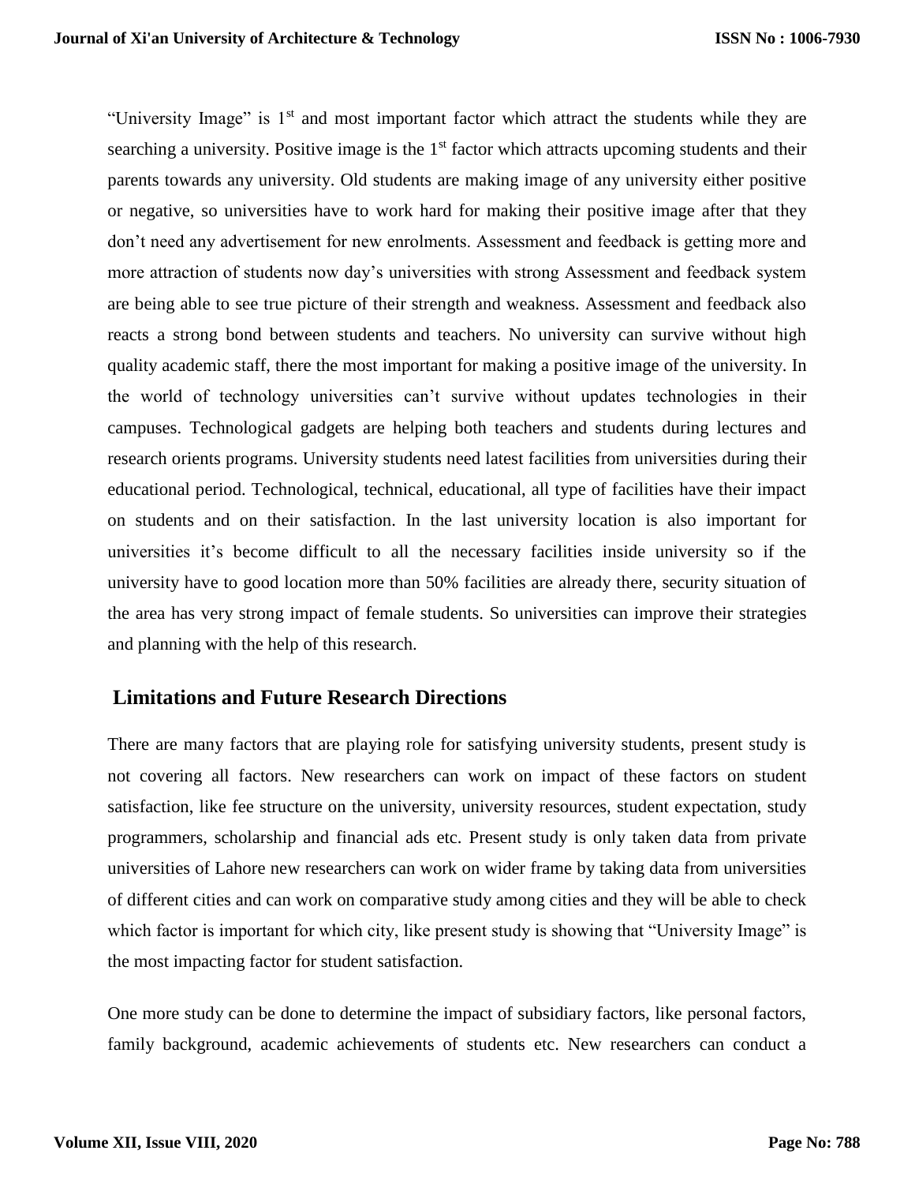"University Image" is 1st and most important factor which attract the students while they are searching a university. Positive image is the 1st factor which attracts upcoming students and their parents towards any university. Old students are making image of any university either positive or negative, so universities have to work hard for making their positive image after that they don't need any advertisement for new enrolments. Assessment and feedback is getting more and more attraction of students now day's universities with strong Assessment and feedback system are being able to see true picture of their strength and weakness. Assessment and feedback also reacts a strong bond between students and teachers. No university can survive without high quality academic staff, there the most important for making a positive image of the university. In the world of technology universities can't survive without updates technologies in their campuses. Technological gadgets are helping both teachers and students during lectures and research orients programs. University students need latest facilities from universities during their educational period. Technological, technical, educational, all type of facilities have their impact on students and on their satisfaction. In the last university location is also important for universities it's become difficult to all the necessary facilities inside university so if the university have to good location more than 50% facilities are already there, security situation of the area has very strong impact of female students. So universities can improve their strategies and planning with the help of this research.

## Limitations and Future Research Directions

There are many factors that are playing role for satisfying university students, present study is not covering all factors. New researchers can work on impact of these factors on student satisfaction, like fee structure on the university, university resources, student expectation, study programmers, scholarship and financial ads etc. Present study is only taken data from private universities of Lahore new researchers can work on wider frame by taking data from universities of different cities and can work on comparative study among cities and they will be able to check which factor is important for which city, like present study is showing that "University Image" is the most impacting factor for student satisfaction.

One more study can be done to determine the impact of subsidiary factors, like personal factors, family background, academic achievements of students etc. New researchers can conduct a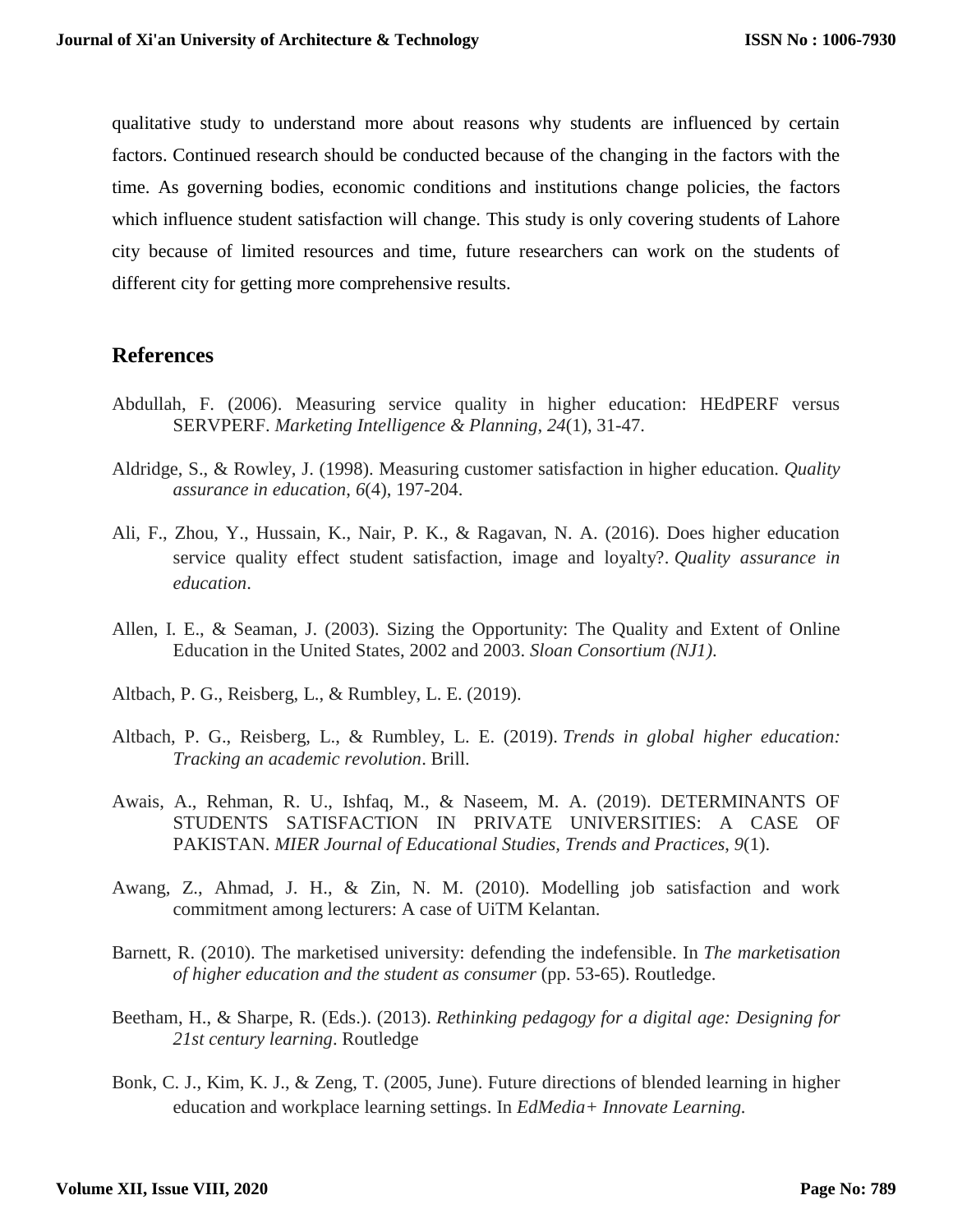qualitative study to understand more about reasons why students are influenced by certain factors. Continued research should be conducted because of the changing in the factors with the time. As governing bodies, economic conditions and institutions change policies, the factors which influence student satisfaction will change. This study is only covering students of Lahore city because of limited resources and time, future researchers can work on the students of different city for getting more comprehensive results.

## References

Abdullah, F. (2006). Measuring service quality in higher education: HEdPERF versus SERVPERF. *Marketing Intelligence & Planning*, *24*(1), 31-47.

Aldridge, S., & Rowley, J. (1998). Measuring customer satisfaction in higher education. *Quality assurance in education*, *6*(4), 197-204.

Ali, F., Zhou, Y., Hussain, K., Nair, P. K., & Ragavan, N. A. (2016). Does higher education service quality effect student satisfaction, image and loyalty?. *Quality assurance in education*.

Allen, I. E., & Seaman, J. (2003). Sizing the Opportunity: The Quality and Extent of Online Education in the United States, 2002 and 2003. *Sloan Consortium (NJ1)*.

Altbach, P. G., Reisberg, L., & Rumbley, L. E. (2019).

Altbach, P. G., Reisberg, L., & Rumbley, L. E. (2019). *Trends in global higher education: Tracking an academic revolution*. Brill.

Awais, A., Rehman, R. U., Ishfaq, M., & Naseem, M. A. (2019). DETERMINANTS OF STUDENTS SATISFACTION IN PRIVATE UNIVERSITIES: A CASE OF PAKISTAN. *MIER Journal of Educational Studies, Trends and Practices*, *9*(1).

Awang, Z., Ahmad, J. H., & Zin, N. M. (2010). Modelling job satisfaction and work commitment among lecturers: A case of UiTM Kelantan.

Barnett, R. (2010). The marketised university: defending the indefensible. In *The marketisation of higher education and the student as consumer* (pp. 53-65). Routledge.

Beetham, H., & Sharpe, R. (Eds.). (2013). *Rethinking pedagogy for a digital age: Designing for 21st century learning*. Routledge

Bonk, C. J., Kim, K. J., & Zeng, T. (2005, June). Future directions of blended learning in higher education and workplace learning settings. In *EdMedia+ Innovate Learning.*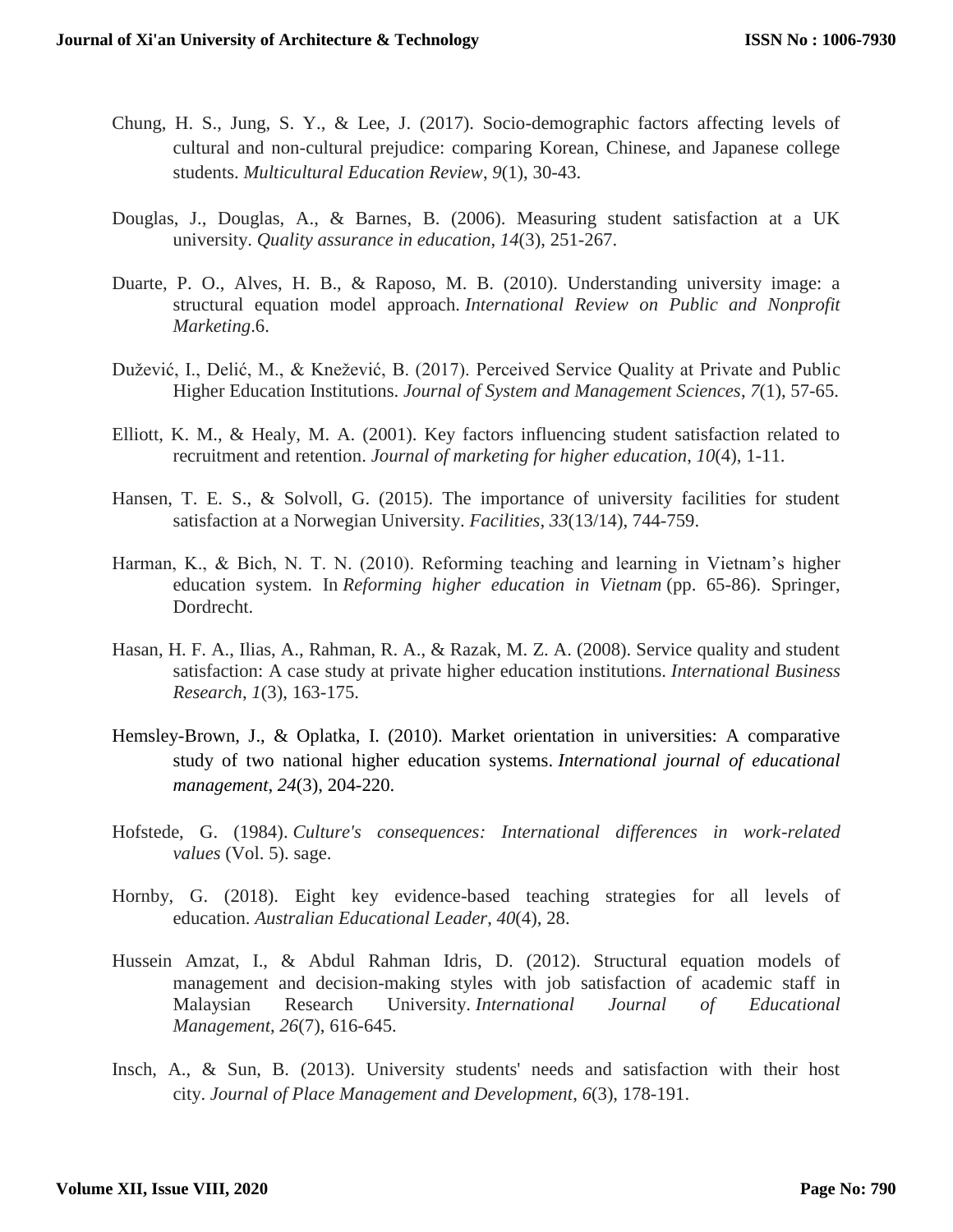Chung, H. S., Jung, S. Y., & Lee, J. (2017). Socio-demographic factors affecting levels of cultural and non-cultural prejudice: comparing Korean, Chinese, and Japanese college students. *Multicultural Education Review*, *9*(1), 30-43.

Douglas, J., Douglas, A., & Barnes, B. (2006). Measuring student satisfaction at a UK university. *Quality assurance in education*, *14*(3), 251-267.

Duarte, P. O., Alves, H. B., & Raposo, M. B. (2010). Understanding university image: a structural equation model approach. *International Review on Public and Nonprofit Marketing*.6.

Dužević, I., Delić, M., & Knežević, B. (2017). Perceived Service Quality at Private and Public Higher Education Institutions. *Journal of System and Management Sciences*, *7*(1), 57-65.

Elliott, K. M., & Healy, M. A. (2001). Key factors influencing student satisfaction related to recruitment and retention. *Journal of marketing for higher education*, *10*(4), 1-11.

Hansen, T. E. S., & Solvoll, G. (2015). The importance of university facilities for student satisfaction at a Norwegian University. *Facilities*, *33*(13/14), 744-759.

Harman, K., & Bich, N. T. N. (2010). Reforming teaching and learning in Vietnam's higher education system. In *Reforming higher education in Vietnam* (pp. 65-86). Springer, Dordrecht.

Hasan, H. F. A., Ilias, A., Rahman, R. A., & Razak, M. Z. A. (2008). Service quality and student satisfaction: A case study at private higher education institutions. *International Business Research*, *1*(3), 163-175.

Hemsley-Brown, J., & Oplatka, I. (2010). Market orientation in universities: A comparative study of two national higher education systems. *International journal of educational management*, *24*(3), 204-220.

Hofstede, G. (1984). *Culture's consequences: International differences in work-related values* (Vol. 5). sage.

Hornby, G. (2018). Eight key evidence-based teaching strategies for all levels of education. *Australian Educational Leader*, *40*(4), 28.

Hussein Amzat, I., & Abdul Rahman Idris, D. (2012). Structural equation models of management and decision-making styles with job satisfaction of academic staff in Malaysian Research University. *International Journal of Educational Management*, *26*(7), 616-645.

Insch, A., & Sun, B. (2013). University students' needs and satisfaction with their host city. *Journal of Place Management and Development*, *6*(3), 178-191.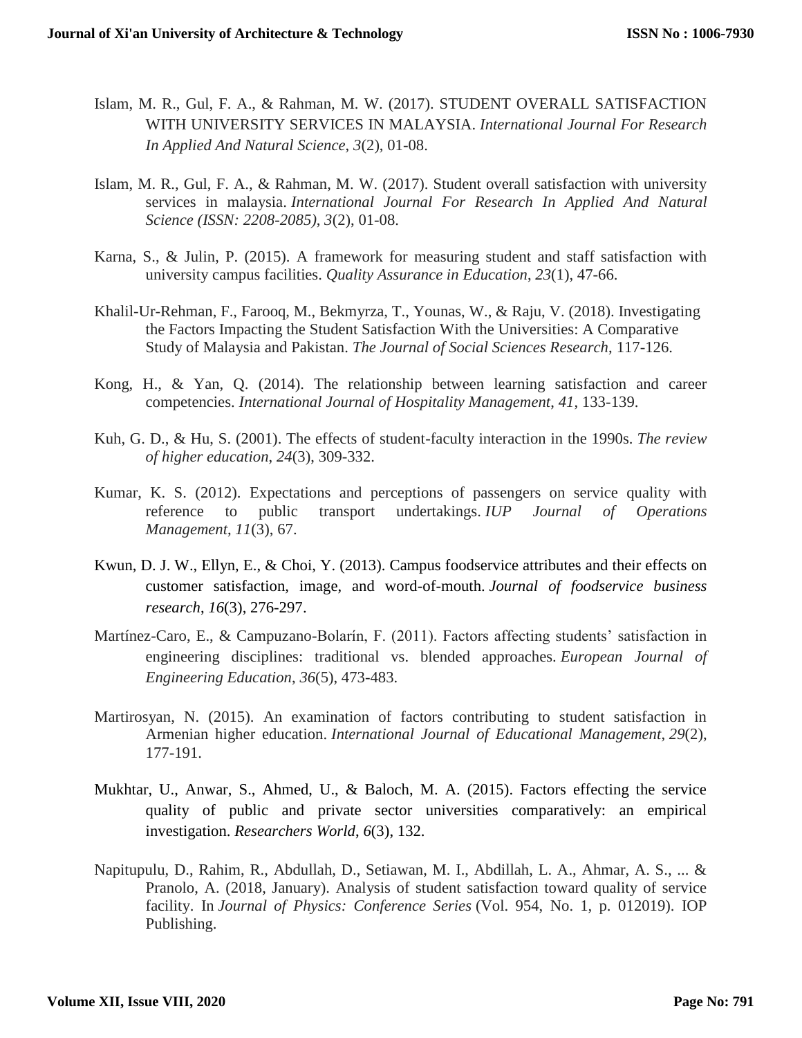Islam, M. R., Gul, F. A., & Rahman, M. W. (2017). STUDENT OVERALL SATISFACTION WITH UNIVERSITY SERVICES IN MALAYSIA. *International Journal For Research In Applied And Natural Science*, *3*(2), 01-08.

Islam, M. R., Gul, F. A., & Rahman, M. W. (2017). Student overall satisfaction with university services in malaysia. *International Journal For Research In Applied And Natural Science (ISSN: 2208-2085)*, *3*(2), 01-08.

Karna, S., & Julin, P. (2015). A framework for measuring student and staff satisfaction with university campus facilities. *Quality Assurance in Education*, *23*(1), 47-66.

Khalil-Ur-Rehman, F., Farooq, M., Bekmyrza, T., Younas, W., & Raju, V. (2018). Investigating the Factors Impacting the Student Satisfaction With the Universities: A Comparative Study of Malaysia and Pakistan. *The Journal of Social Sciences Research*, 117-126.

Kong, H., & Yan, Q. (2014). The relationship between learning satisfaction and career competencies. *International Journal of Hospitality Management*, *41*, 133-139.

Kuh, G. D., & Hu, S. (2001). The effects of student-faculty interaction in the 1990s. *The review of higher education*, *24*(3), 309-332.

Kumar, K. S. (2012). Expectations and perceptions of passengers on service quality with reference to public transport undertakings. *IUP Journal of Operations Management*, *11*(3), 67.

Kwun, D. J. W., Ellyn, E., & Choi, Y. (2013). Campus foodservice attributes and their effects on customer satisfaction, image, and word-of-mouth. *Journal of foodservice business research*, *16*(3), 276-297.

Martínez-Caro, E., & Campuzano-Bolarín, F. (2011). Factors affecting students' satisfaction in engineering disciplines: traditional vs. blended approaches. *European Journal of Engineering Education*, *36*(5), 473-483.

Martirosyan, N. (2015). An examination of factors contributing to student satisfaction in Armenian higher education. *International Journal of Educational Management*, *29*(2), 177-191.

Mukhtar, U., Anwar, S., Ahmed, U., & Baloch, M. A. (2015). Factors effecting the service quality of public and private sector universities comparatively: an empirical investigation. *Researchers World*, *6*(3), 132.

Napitupulu, D., Rahim, R., Abdullah, D., Setiawan, M. I., Abdillah, L. A., Ahmar, A. S., ... & Pranolo, A. (2018, January). Analysis of student satisfaction toward quality of service facility. In *Journal of Physics: Conference Series* (Vol. 954, No. 1, p. 012019). IOP Publishing.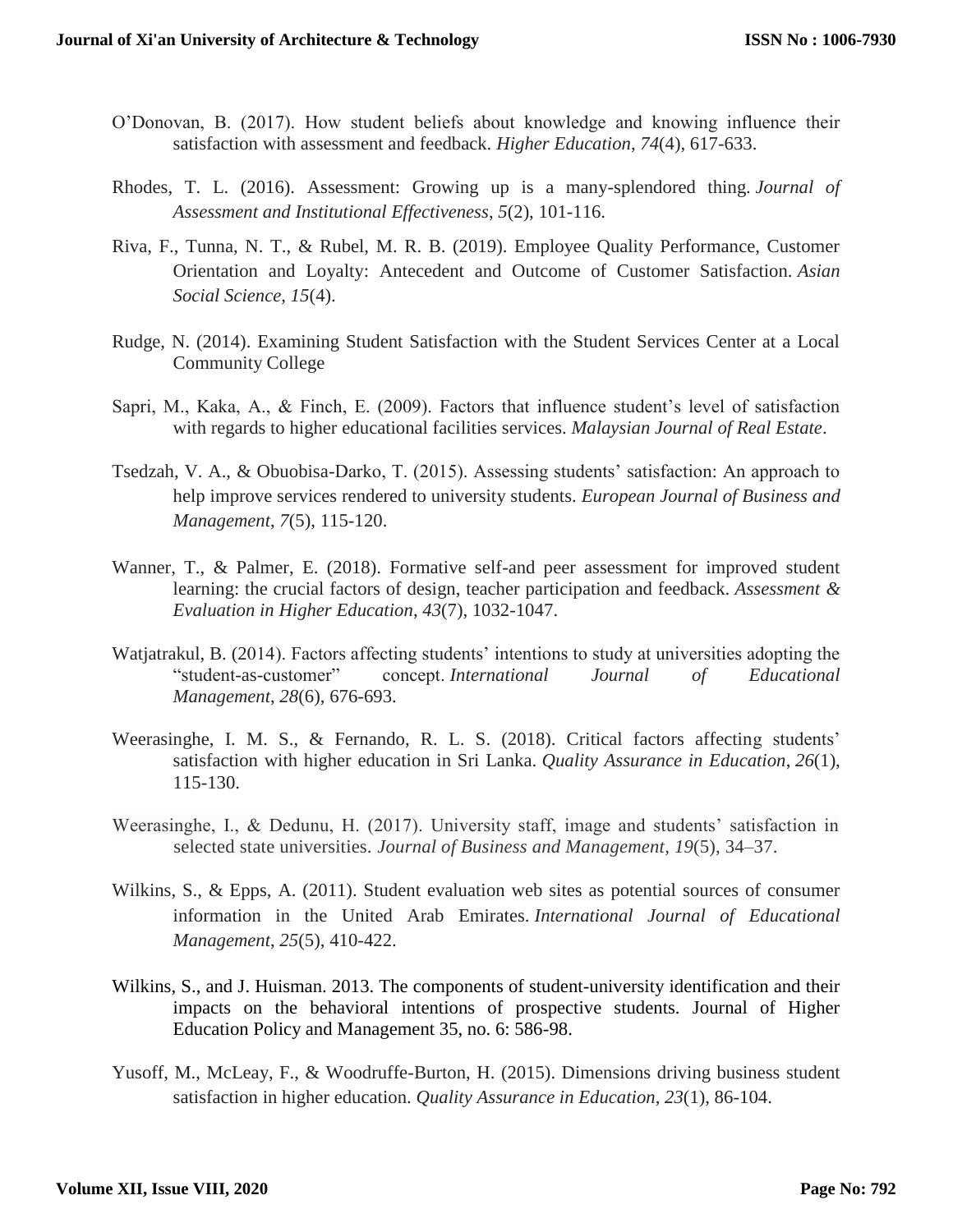O'Donovan, B. (2017). How student beliefs about knowledge and knowing influence their satisfaction with assessment and feedback. *Higher Education*, *74*(4), 617-633.

Rhodes, T. L. (2016). Assessment: Growing up is a many-splendored thing. *Journal of Assessment and Institutional Effectiveness*, *5*(2), 101-116.

Riva, F., Tunna, N. T., & Rubel, M. R. B. (2019). Employee Quality Performance, Customer Orientation and Loyalty: Antecedent and Outcome of Customer Satisfaction. *Asian Social Science*, *15*(4).

Rudge, N. (2014). Examining Student Satisfaction with the Student Services Center at a Local Community College

Sapri, M., Kaka, A., & Finch, E. (2009). Factors that influence student's level of satisfaction with regards to higher educational facilities services. *Malaysian Journal of Real Estate*.

Tsedzah, V. A., & Obuobisa-Darko, T. (2015). Assessing students' satisfaction: An approach to help improve services rendered to university students. *European Journal of Business and Management*, *7*(5), 115-120.

Wanner, T., & Palmer, E. (2018). Formative self-and peer assessment for improved student learning: the crucial factors of design, teacher participation and feedback. *Assessment & Evaluation in Higher Education*, *43*(7), 1032-1047.

Watjatrakul, B. (2014). Factors affecting students' intentions to study at universities adopting the "student-as-customer" concept. *International Journal of Educational Management*, *28*(6), 676-693.

Weerasinghe, I. M. S., & Fernando, R. L. S. (2018). Critical factors affecting students' satisfaction with higher education in Sri Lanka. *Quality Assurance in Education*, *26*(1), 115-130.

Weerasinghe, I., & Dedunu, H. (2017). University staff, image and students' satisfaction in selected state universities. *Journal of Business and Management*, *19*(5), 34–37.

Wilkins, S., & Epps, A. (2011). Student evaluation web sites as potential sources of consumer information in the United Arab Emirates. *International Journal of Educational Management*, *25*(5), 410-422.

Wilkins, S., and J. Huisman. 2013. The components of student-university identification and their impacts on the behavioral intentions of prospective students. Journal of Higher Education Policy and Management 35, no. 6: 586-98.

Yusoff, M., McLeay, F., & Woodruffe-Burton, H. (2015). Dimensions driving business student satisfaction in higher education. *Quality Assurance in Education*, *23*(1), 86-104.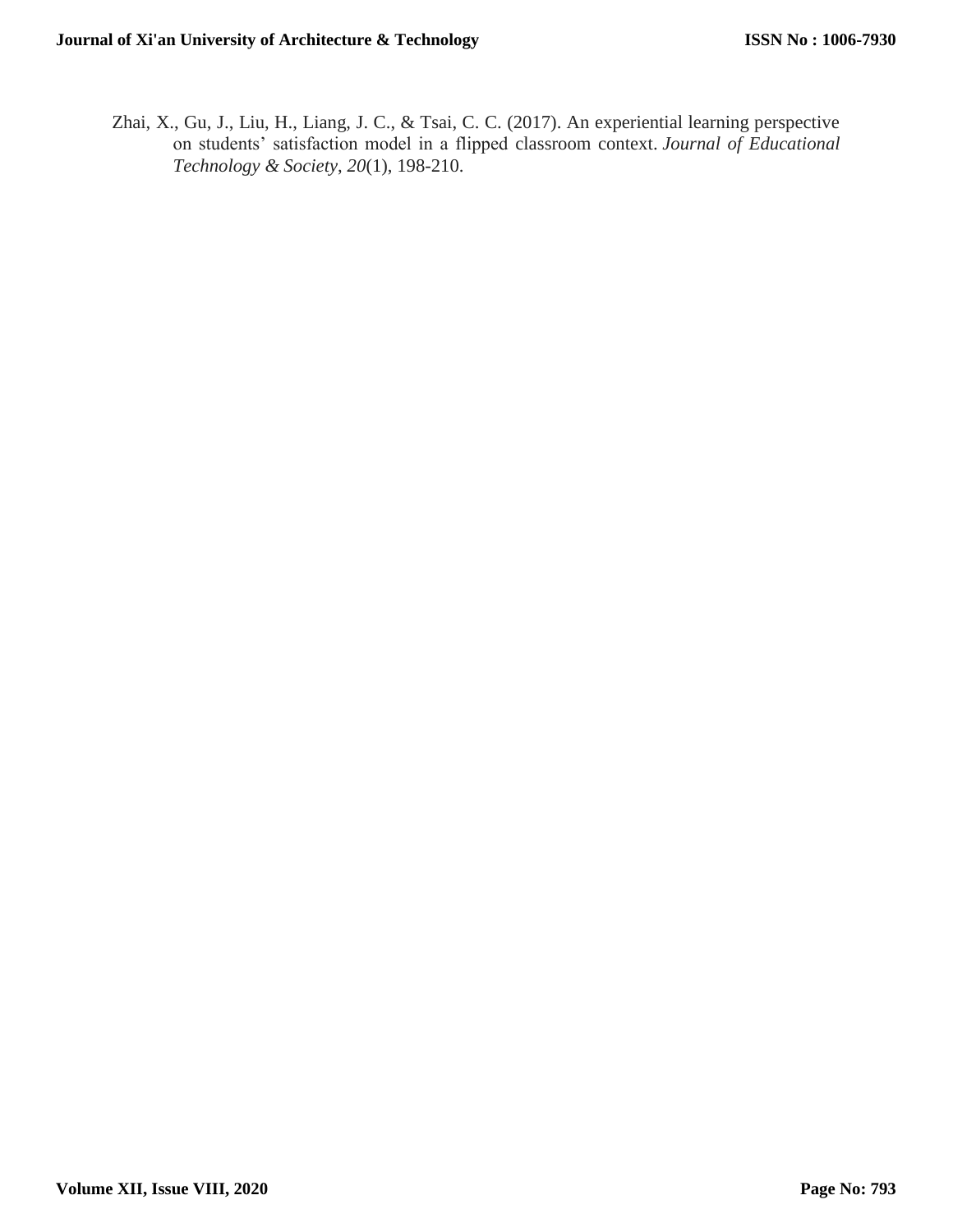Zhai, X., Gu, J., Liu, H., Liang, J. C., & Tsai, C. C. (2017). An experiential learning perspective on students' satisfaction model in a flipped classroom context. *Journal of Educational Technology & Society*, *20*(1), 198-210.